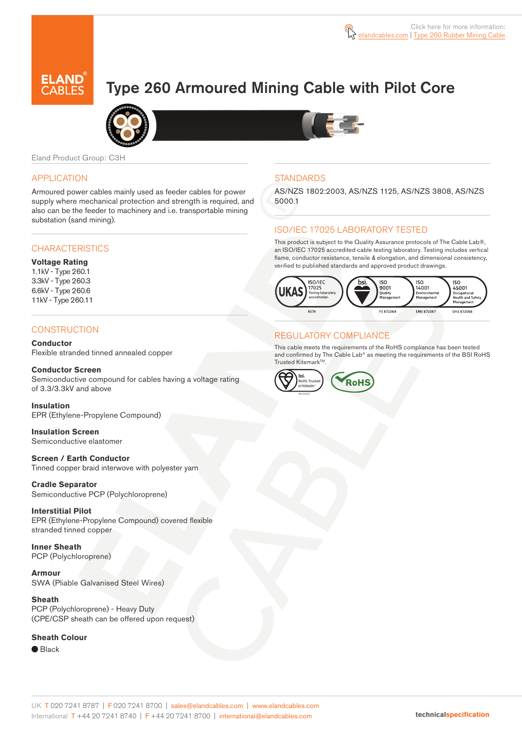Click here for more information: elandcables.com | Type 260 Rubber Mining Cable

# Type 260 Armoured Mining Cable with Pilot Core

Eland Product Group: C3H

## APPLICATION

Armoured power cables mainly used as feeder cables for power supply where mechanical protection and strength is required, and also can be the feeder to machinery and i.e. transportable mining substation (sand mining).

## CHARACTERISTICS

**Voltage Rating**
1.1kV - Type 260.1
3.3kV - Type 260.3
6.6kV - Type 260.6
11kV - Type 260.11

## CONSTRUCTION

**Conductor**
Flexible stranded tinned annealed copper

**Conductor Screen**
Semiconductive compound for cables having a voltage rating of 3.3/3.3kV and above

**Insulation**
EPR (Ethylene-Propylene Compound)

**Insulation Screen**
Semiconductive elastomer

**Screen / Earth Conductor**
Tinned copper braid interwove with polyester yarn

**Cradle Separator**
Semiconductive PCP (Polychloroprene)

**Interstitial Pilot**
EPR (Ethylene-Propylene Compound) covered flexible stranded tinned copper

**Inner Sheath**
PCP (Polychloroprene)

**Armour**
SWA (Pliable Galvanised Steel Wires)

**Sheath**
PCP (Polychloroprene) - Heavy Duty
(CPE/CSP sheath can be offered upon request)

**Sheath Colour**
● Black

## STANDARDS

AS/NZS 1802:2003, AS/NZS 1125, AS/NZS 3808, AS/NZS 5000.1

## ISO/IEC 17025 LABORATORY TESTED

This product is subject to the Quality Assurance protocols of The Cable Lab®, an ISO/IEC 17025 accredited cable testing laboratory. Testing includes vertical flame, conductor resistance, tensile & elongation, and dimensional consistency, verified to published standards and approved product drawings.

UKAS ISO/IEC 17025 Testing laboratory accreditation 8578 | bsi. ISO 9001 Quality Management FS 672069 | ISO 14001 Environmental Management EMS 672067 | ISO 45001 Occupational Health and Safety Management OHS 672066

## REGULATORY COMPLIANCE

This cable meets the requirements of the RoHS compliance has been tested and confirmed by The Cable Lab® as meeting the requirements of the BSI RoHS Trusted Kitemark™.

bsi. RoHS Trusted KITEMARK™ | RoHS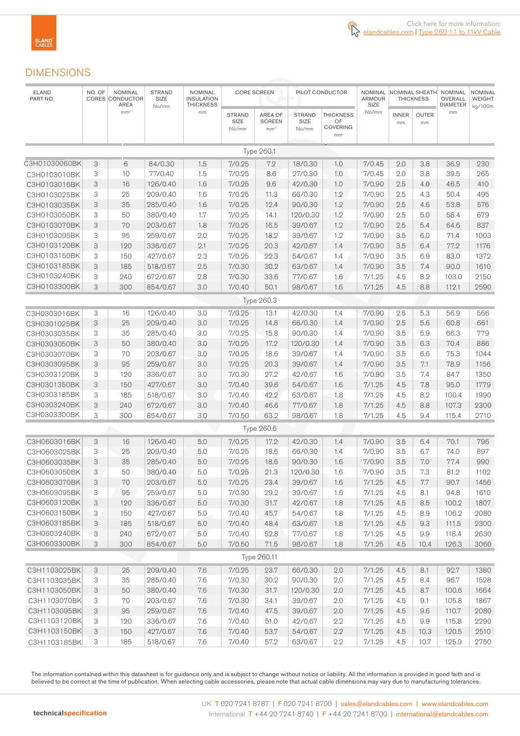Click here for more information: elandcables.com | Type 260 1.1 to 11kV Cable

## DIMENSIONS

| ELAND PART NO. | NO. OF CORES | NOMINAL CONDUCTOR AREA mm² | STRAND SIZE No/mm | NOMINAL INSULATION THICKNESS mm | CORE SCREEN | | PILOT CONDUCTOR | | NOMINAL ARMOUR SIZE No/mm | NOMINAL SHEATH THICKNESS | | NOMINAL OVERALL DIAMETER mm | NOMINAL WEIGHT kg/100m |
|---|---|---|---|---|---|---|---|---|---|---|---|---|---|
| | | | | | STRAND SIZE No/mm | AREA OF SCREEN mm² | STRAND SIZE No/mm | THICKNESS OF COVERING mm | | INNER mm | OUTER mm | | |
| **Type 260.1** | | | | | | | | | | | | | |
| C3H01030060BK | 3 | 6 | 84/0.30 | 1.5 | 7/0.25 | 7.2 | 18/0.30 | 1.0 | 7/0.45 | 2.0 | 3.8 | 36.9 | 230 |
| C3H0103010BK | 3 | 10 | 77/0.40 | 1.5 | 7/0.25 | 8.6 | 27/0.30 | 1.0 | 7/0.45 | 2.0 | 3.8 | 39.5 | 265 |
| C3H0103016BK | 3 | 16 | 126/0.40 | 1.6 | 7/0.25 | 9.6 | 42/0.30 | 1.0 | 7/0.90 | 2.5 | 4.0 | 46.5 | 410 |
| C3H0103025BK | 3 | 25 | 209/0.40 | 1.6 | 7/0.25 | 11.3 | 66/0.30 | 1.2 | 7/0.90 | 2.5 | 4.3 | 50.4 | 495 |
| C3H0103035BK | 3 | 35 | 285/0.40 | 1.6 | 7/0.25 | 12.4 | 90/0.30 | 1.2 | 7/0.90 | 2.5 | 4.6 | 53.8 | 576 |
| C3H0103050BK | 3 | 50 | 380/0.40 | 1.7 | 7/0.25 | 14.1 | 120/0.30 | 1.2 | 7/0.90 | 2.5 | 5.0 | 58.4 | 679 |
| C3H0103070BK | 3 | 70 | 203/0.67 | 1.8 | 7/0.25 | 16.5 | 39/0.67 | 1.2 | 7/0.90 | 2.5 | 5.4 | 64.6 | 837 |
| C3H0103095BK | 3 | 95 | 259/0.67 | 2.0 | 7/0.25 | 18.2 | 39/0.67 | 1.2 | 7/0.90 | 3.5 | 6.0 | 71.4 | 1003 |
| C3H0103120BK | 3 | 120 | 336/0.67 | 2.1 | 7/0.25 | 20.3 | 42/0.67 | 1.4 | 7/0.90 | 3.5 | 6.4 | 77.2 | 1176 |
| C3H0103150BK | 3 | 150 | 427/0.67 | 2.3 | 7/0.25 | 22.3 | 54/0.67 | 1.4 | 7/0.90 | 3.5 | 6.9 | 83.0 | 1372 |
| C3H0103185BK | 3 | 185 | 518/0.67 | 2.5 | 7/0.30 | 30.2 | 63/0.67 | 1.4 | 7/0.90 | 3.5 | 7.4 | 90.0 | 1610 |
| C3H0103240BK | 3 | 240 | 672/0.67 | 2.8 | 7/0.30 | 33.6 | 77/0.67 | 1.6 | 7/1.25 | 4.5 | 8.2 | 103.0 | 2150 |
| C3H0103300BK | 3 | 300 | 854/0.67 | 3.0 | 7/0.40 | 50.1 | 98/0.67 | 1.6 | 7/1.25 | 4.5 | 8.8 | 112.1 | 2590 |
| **Type 260.3** | | | | | | | | | | | | | |
| C3H0303016BK | 3 | 16 | 126/0.40 | 3.0 | 7/0.25 | 13.1 | 42/0.30 | 1.4 | 7/0.90 | 2.5 | 5.3 | 56.9 | 566 |
| C3H0301025BK | 3 | 25 | 209/0.40 | 3.0 | 7/0.25 | 14.8 | 66/0.30 | 1.4 | 7/0.90 | 2.5 | 5.6 | 60.8 | 661 |
| C3H0303035BK | 3 | 35 | 285/0.40 | 3.0 | 7/0.25 | 15.8 | 90/0.30 | 1.4 | 7/0.90 | 3.5 | 5.9 | 66.3 | 779 |
| C3H0303050BK | 3 | 50 | 380/0.40 | 3.0 | 7/0.25 | 17.2 | 120/0.30 | 1.4 | 7/0.90 | 3.5 | 6.3 | 70.4 | 886 |
| C3H0303070BK | 3 | 70 | 203/0.67 | 3.0 | 7/0.25 | 18.6 | 39/0.67 | 1.4 | 7/0.90 | 3.5 | 6.6 | 75.3 | 1044 |
| C3H0303095BK | 3 | 95 | 259/0.67 | 3.0 | 7/0.25 | 20.3 | 39/0.67 | 1.4 | 7/0.90 | 3.5 | 7.1 | 78.9 | 1156 |
| C3H0303120BK | 3 | 120 | 336/0.67 | 3.0 | 7/0.30 | 27.2 | 42/0.67 | 1.6 | 7/0.90 | 3.5 | 7.4 | 84.7 | 1350 |
| C3H0301350BK | 3 | 150 | 427/0.67 | 3.0 | 7/0.40 | 39.6 | 54/0.67 | 1.6 | 7/1.25 | 4.5 | 7.8 | 95.0 | 1779 |
| C3H0303185BK | 3 | 185 | 518/0.67 | 3.0 | 7/0.40 | 42.2 | 63/0.67 | 1.8 | 7/1.25 | 4.5 | 8.2 | 100.4 | 1990 |
| C3H0303240BK | 3 | 240 | 672/0.67 | 3.0 | 7/0.40 | 46.6 | 77/0.67 | 1.8 | 7/1.25 | 4.5 | 8.8 | 107.3 | 2300 |
| C3H0303300BK | 3 | 300 | 854/0.67 | 3.0 | 7/0.50 | 63.2 | 98/0.67 | 1.8 | 7/1.25 | 4.5 | 9.4 | 115.4 | 2710 |
| **Type 260.6** | | | | | | | | | | | | | |
| C3H0603016BK | 3 | 16 | 126/0.40 | 5.0 | 7/0.25 | 17.2 | 42/0.30 | 1.4 | 7/0.90 | 3.5 | 6.4 | 70.1 | 796 |
| C3H0603025BK | 3 | 25 | 209/0.40 | 5.0 | 7/0.25 | 18.6 | 66/0.30 | 1.4 | 7/0.90 | 3.5 | 6.7 | 74.0 | 897 |
| C3H0603035BK | 3 | 35 | 285/0.40 | 5.0 | 7/0.25 | 18.6 | 90/0.30 | 1.6 | 7/0.90 | 3.5 | 7.0 | 77.4 | 990 |
| C3H0603050BK | 3 | 50 | 380/0.40 | 5.0 | 7/0.25 | 21.3 | 120/0.30 | 1.6 | 7/0.90 | 3.5 | 7.3 | 81.2 | 1102 |
| C3H0603070BK | 3 | 70 | 203/0.67 | 5.0 | 7/0.25 | 23.4 | 39/0.67 | 1.6 | 7/1.25 | 4.5 | 7.7 | 90.7 | 1456 |
| C3H0603095BK | 3 | 95 | 259/0.67 | 5.0 | 7/0.30 | 29.2 | 39/0.67 | 1.6 | 7/1.25 | 4.5 | 8.1 | 94.8 | 1610 |
| C3H0603120BK | 3 | 120 | 336/0.67 | 5.0 | 7/0.30 | 31.7 | 42/0.67 | 1.8 | 7/1.25 | 4.5 | 8.5 | 100.2 | 1807 |
| C3H0603150BK | 3 | 150 | 427/0.67 | 5.0 | 7/0.40 | 45.7 | 54/0.67 | 1.8 | 7/1.25 | 4.5 | 8.9 | 106.2 | 2080 |
| C3H0603185BK | 3 | 185 | 518/0.67 | 5.0 | 7/0.40 | 48.4 | 63/0.67 | 1.8 | 7/1.25 | 4.5 | 9.3 | 111.5 | 2300 |
| C3H0603240BK | 3 | 240 | 672/0.67 | 5.0 | 7/0.40 | 52.8 | 77/0.67 | 1.8 | 7/1.25 | 4.5 | 9.9 | 118.4 | 2630 |
| C3H0603300BK | 3 | 300 | 854/0.67 | 5.0 | 7/0.50 | 71.5 | 98/0.67 | 1.8 | 7/1.25 | 4.5 | 10.4 | 126.3 | 3060 |
| **Type 260.11** | | | | | | | | | | | | | |
| C3H1103025BK | 3 | 25 | 209/0.40 | 7.6 | 7/0.25 | 23.7 | 66/0.30 | 2.0 | 7/1.25 | 4.5 | 8.1 | 92.7 | 1380 |
| C3H1103035BK | 3 | 35 | 285/0.40 | 7.6 | 7/0.30 | 30.2 | 90/0.30 | 2.0 | 7/1.25 | 4.5 | 8.4 | 96.7 | 1528 |
| C3H1103050BK | 3 | 50 | 380/0.40 | 7.6 | 7/0.30 | 31.7 | 120/0.30 | 2.0 | 7/1.25 | 4.5 | 8.7 | 100.6 | 1664 |
| C3H1103070BK | 3 | 70 | 203/0.67 | 7.6 | 7/0.30 | 34.1 | 39/0.67 | 2.0 | 7/1.25 | 4.5 | 9.1 | 105.8 | 1867 |
| C3H1103095BK | 3 | 95 | 259/0.67 | 7.6 | 7/0.40 | 47.5 | 39/0.67 | 2.0 | 7/1.25 | 4.5 | 9.6 | 110.7 | 2080 |
| C3H1103120BK | 3 | 120 | 336/0.67 | 7.6 | 7/0.40 | 51.0 | 42/0.67 | 2.2 | 7/1.25 | 4.5 | 9.9 | 115.8 | 2290 |
| C3H1103150BK | 3 | 150 | 427/0.67 | 7.6 | 7/0.40 | 53.7 | 54/0.67 | 2.2 | 7/1.25 | 4.5 | 10.3 | 120.5 | 2510 |
| C3H1103185BK | 3 | 185 | 518/0.67 | 7.6 | 7/0.40 | 57.2 | 63/0.67 | 2.2 | 7/1.25 | 4.5 | 10.7 | 125.9 | 2750 |

The information contained within this datasheet is for guidance only and is subject to change without notice or liability. All the information is provided in good faith and is believed to be correct at the time of publication. When selecting cable accessories, please note that actual cable dimensions may vary due to manufacturing tolerances.

**technical**specification

UK T 020 7241 8787 | F 020 7241 8700 | sales@elandcables.com | www.elandcables.com
International T +44 20 7241 8740 | F +44 20 7241 8700 | international@elandcables.com